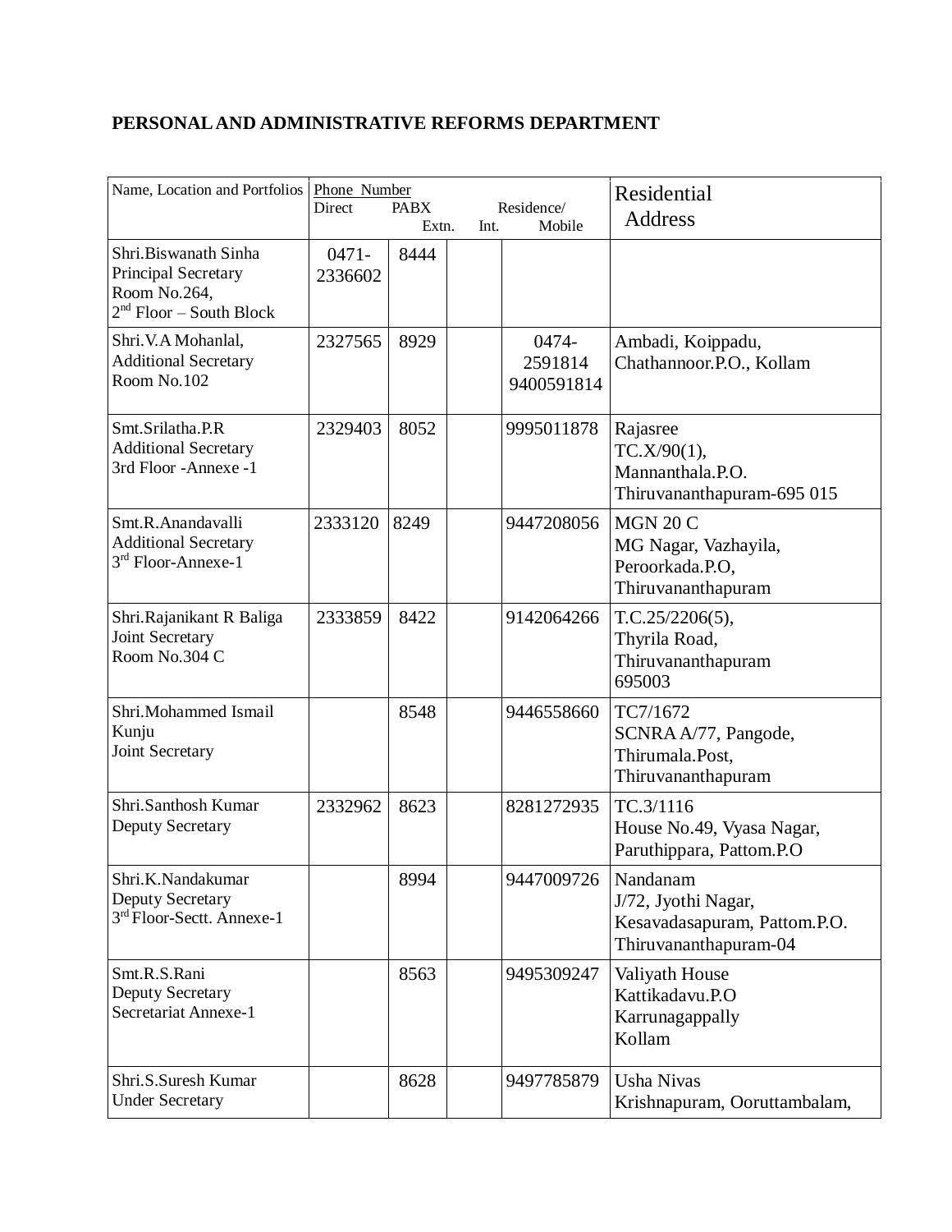## PERSONAL AND ADMINISTRATIVE REFORMS DEPARTMENT

| Name, Location and Portfolios | Phone Number | | | | Residential Address |
|---|---|---|---|---|---|
| | Direct | PABX Extn. | Int. | Residence/ Mobile | |
| Shri.Biswanath Sinha<br>Principal Secretary<br>Room No.264,<br>2nd Floor – South Block | 0471-2336602 | 8444 | | | |
| Shri.V.A Mohanlal,<br>Additional Secretary<br>Room No.102 | 2327565 | 8929 | | 0474-2591814<br>9400591814 | Ambadi, Koippadu,<br>Chathannoor.P.O., Kollam |
| Smt.Srilatha.P.R<br>Additional Secretary<br>3rd Floor -Annexe -1 | 2329403 | 8052 | | 9995011878 | Rajasree<br>TC.X/90(1),<br>Mannanthala.P.O.<br>Thiruvananthapuram-695 015 |
| Smt.R.Anandavalli<br>Additional Secretary<br>3rd Floor-Annexe-1 | 2333120 | 8249 | | 9447208056 | MGN 20 C<br>MG Nagar, Vazhayila,<br>Peroorkada.P.O,<br>Thiruvananthapuram |
| Shri.Rajanikant R Baliga<br>Joint Secretary<br>Room No.304 C | 2333859 | 8422 | | 9142064266 | T.C.25/2206(5),<br>Thyrila Road,<br>Thiruvananthapuram<br>695003 |
| Shri.Mohammed Ismail Kunju<br>Joint Secretary | | 8548 | | 9446558660 | TC7/1672<br>SCNRA A/77, Pangode,<br>Thirumala.Post,<br>Thiruvananthapuram |
| Shri.Santhosh Kumar<br>Deputy Secretary | 2332962 | 8623 | | 8281272935 | TC.3/1116<br>House No.49, Vyasa Nagar,<br>Paruthippara, Pattom.P.O |
| Shri.K.Nandakumar<br>Deputy Secretary<br>3rd Floor-Sectt. Annexe-1 | | 8994 | | 9447009726 | Nandanam<br>J/72, Jyothi Nagar,<br>Kesavadasapuram, Pattom.P.O.<br>Thiruvananthapuram-04 |
| Smt.R.S.Rani<br>Deputy Secretary<br>Secretariat Annexe-1 | | 8563 | | 9495309247 | Valiyath House<br>Kattikadavu.P.O<br>Karrunagappally<br>Kollam |
| Shri.S.Suresh Kumar<br>Under Secretary | | 8628 | | 9497785879 | Usha Nivas<br>Krishnapuram, Ooruttambalam, |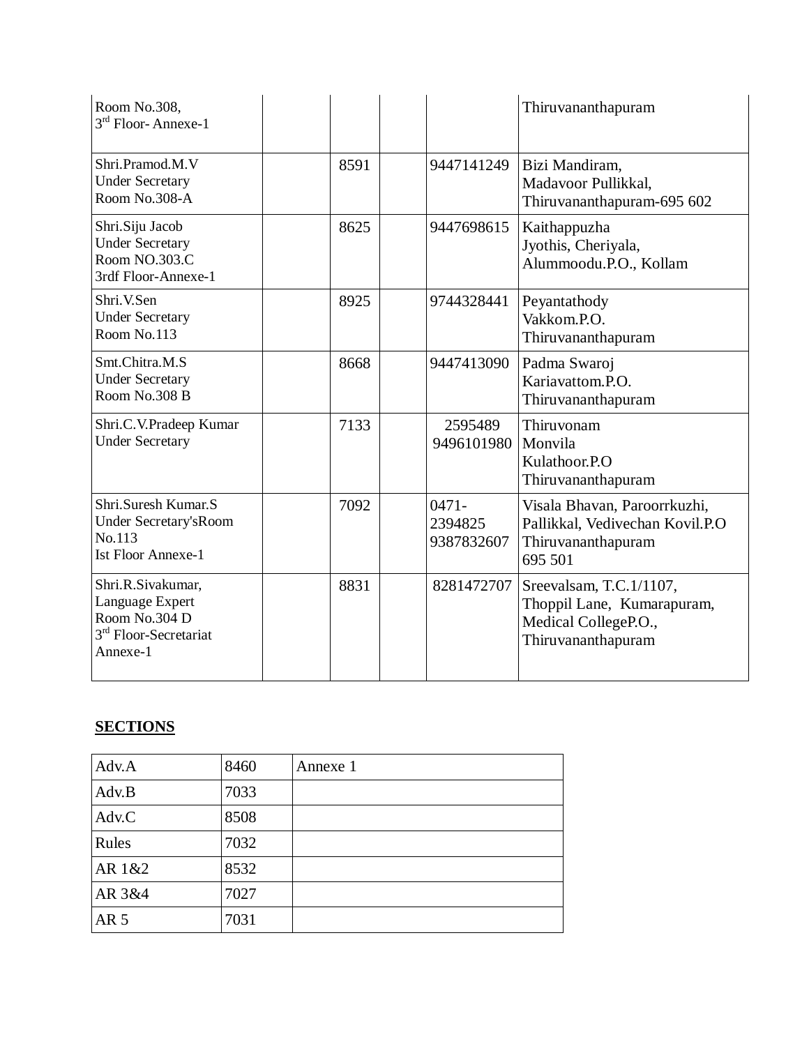| | | | | | |
|---|---|---|---|---|---|
| Room No.308,<br>3rd Floor- Annexe-1 | | | | | Thiruvananthapuram |
| Shri.Pramod.M.V<br>Under Secretary<br>Room No.308-A | | 8591 | | 9447141249 | Bizi Mandiram,<br>Madavoor Pullikkal,<br>Thiruvananthapuram-695 602 |
| Shri.Siju Jacob<br>Under Secretary<br>Room NO.303.C<br>3rdf Floor-Annexe-1 | | 8625 | | 9447698615 | Kaithappuzha<br>Jyothis, Cheriyala,<br>Alummoodu.P.O., Kollam |
| Shri.V.Sen<br>Under Secretary<br>Room No.113 | | 8925 | | 9744328441 | Peyantathody<br>Vakkom.P.O.<br>Thiruvananthapuram |
| Smt.Chitra.M.S<br>Under Secretary<br>Room No.308 B | | 8668 | | 9447413090 | Padma Swaroj<br>Kariavattom.P.O.<br>Thiruvananthapuram |
| Shri.C.V.Pradeep Kumar<br>Under Secretary | | 7133 | | 2595489<br>9496101980 | Thiruvonam<br>Monvila<br>Kulathoor.P.O<br>Thiruvananthapuram |
| Shri.Suresh Kumar.S<br>Under Secretary'sRoom No.113<br>Ist Floor Annexe-1 | | 7092 | | 0471-2394825<br>9387832607 | Visala Bhavan, Paroorrkuzhi,<br>Pallikkal, Vedivechan Kovil.P.O<br>Thiruvananthapuram<br>695 501 |
| Shri.R.Sivakumar,<br>Language Expert<br>Room No.304 D<br>3rd Floor-Secretariat Annexe-1 | | 8831 | | 8281472707 | Sreevalsam, T.C.1/1107,<br>Thoppil Lane, Kumarapuram,<br>Medical CollegeP.O.,<br>Thiruvananthapuram |

**SECTIONS**

| | | |
|---|---|---|
| Adv.A | 8460 | Annexe 1 |
| Adv.B | 7033 | |
| Adv.C | 8508 | |
| Rules | 7032 | |
| AR 1&2 | 8532 | |
| AR 3&4 | 7027 | |
| AR 5 | 7031 | |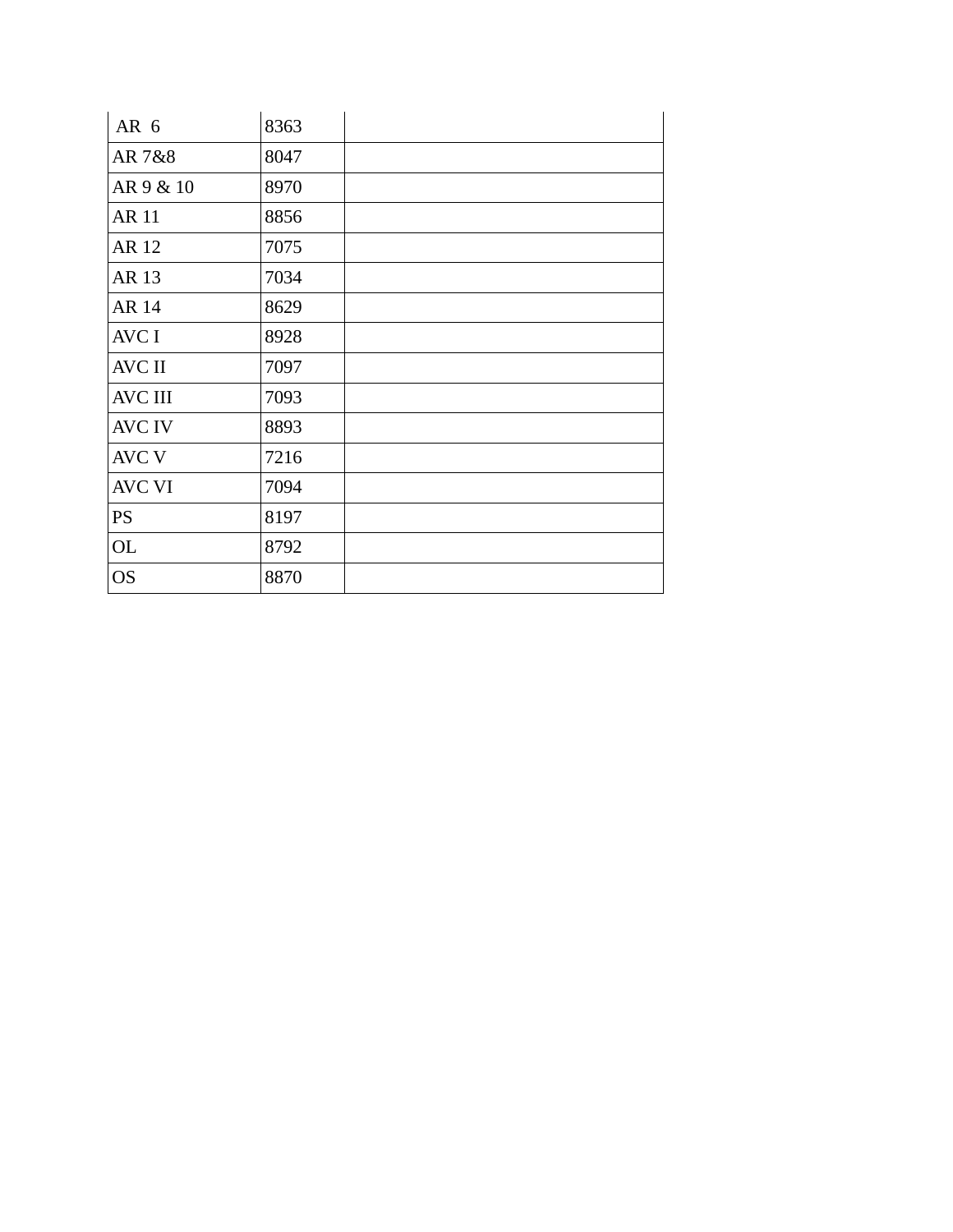| | | |
|---|---|---|
| AR 6 | 8363 | |
| AR 7&8 | 8047 | |
| AR 9 & 10 | 8970 | |
| AR 11 | 8856 | |
| AR 12 | 7075 | |
| AR 13 | 7034 | |
| AR 14 | 8629 | |
| AVC I | 8928 | |
| AVC II | 7097 | |
| AVC III | 7093 | |
| AVC IV | 8893 | |
| AVC V | 7216 | |
| AVC VI | 7094 | |
| PS | 8197 | |
| OL | 8792 | |
| OS | 8870 | |